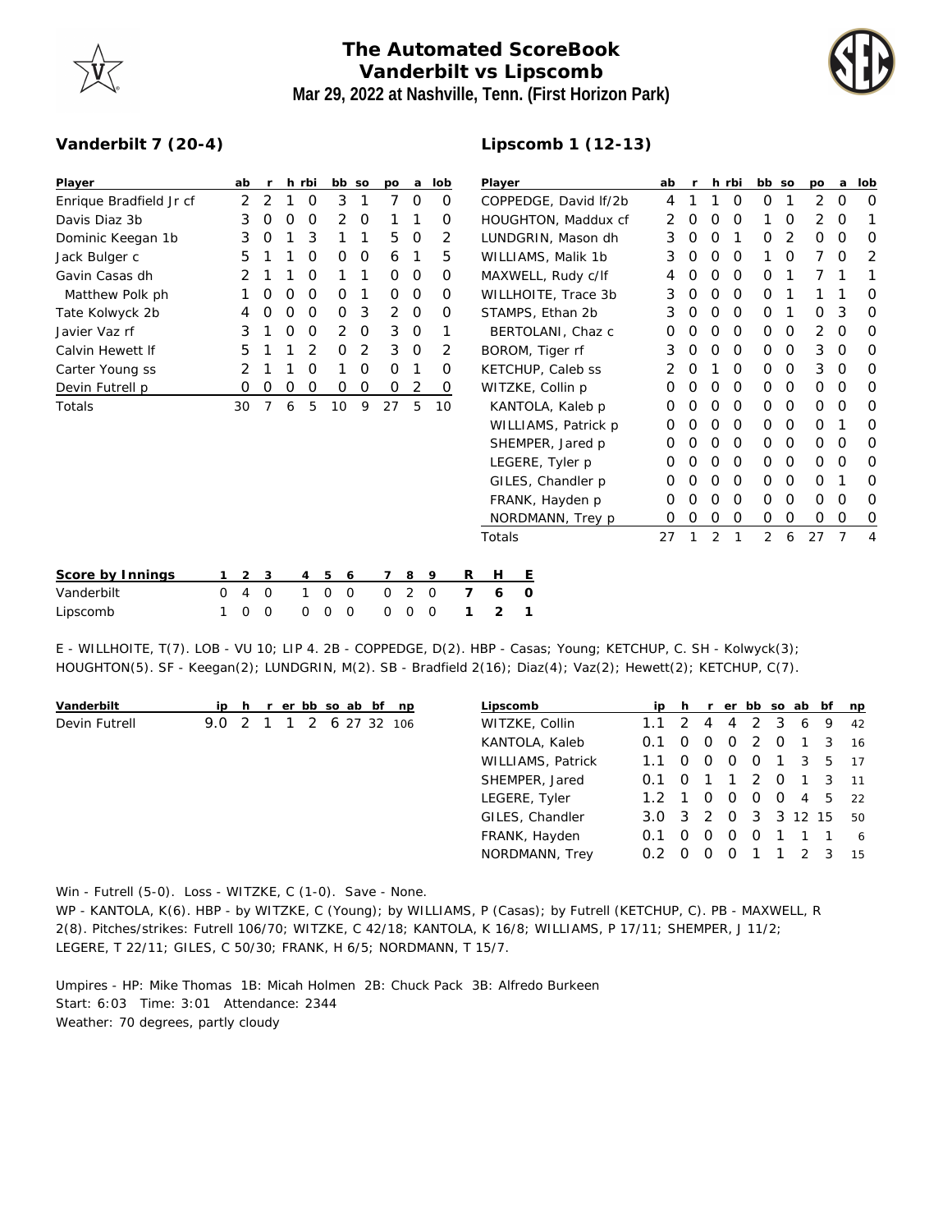# The Automated ScoreBook
## Vanderbilt vs Lipscomb
### Mar 29, 2022 at Nashville, Tenn. (First Horizon Park)

**Vanderbilt 7 (20-4)**

| Player | ab | r | h | rbi | bb | so | po | a | lob |
|---|---|---|---|---|---|---|---|---|---|
| Enrique Bradfield Jr cf | 2 | 2 | 1 | 0 | 3 | 1 | 7 | 0 | 0 |
| Davis Diaz 3b | 3 | 0 | 0 | 0 | 2 | 0 | 1 | 1 | 0 |
| Dominic Keegan 1b | 3 | 0 | 1 | 3 | 1 | 1 | 5 | 0 | 2 |
| Jack Bulger c | 5 | 1 | 1 | 0 | 0 | 0 | 6 | 1 | 5 |
| Gavin Casas dh | 2 | 1 | 1 | 0 | 1 | 1 | 0 | 0 | 0 |
| Matthew Polk ph | 1 | 0 | 0 | 0 | 0 | 1 | 0 | 0 | 0 |
| Tate Kolwyck 2b | 4 | 0 | 0 | 0 | 0 | 3 | 2 | 0 | 0 |
| Javier Vaz rf | 3 | 1 | 0 | 0 | 2 | 0 | 3 | 0 | 1 |
| Calvin Hewett lf | 5 | 1 | 1 | 2 | 0 | 2 | 3 | 0 | 2 |
| Carter Young ss | 2 | 1 | 1 | 0 | 1 | 0 | 0 | 1 | 0 |
| Devin Futrell p | 0 | 0 | 0 | 0 | 0 | 0 | 0 | 2 | 0 |
| Totals | 30 | 7 | 6 | 5 | 10 | 9 | 27 | 5 | 10 |

**Lipscomb 1 (12-13)**

| Player | ab | r | h | rbi | bb | so | po | a | lob |
|---|---|---|---|---|---|---|---|---|---|
| COPPEDGE, David lf/2b | 4 | 1 | 1 | 0 | 0 | 1 | 2 | 0 | 0 |
| HOUGHTON, Maddux cf | 2 | 0 | 0 | 0 | 1 | 0 | 2 | 0 | 1 |
| LUNDGRIN, Mason dh | 3 | 0 | 0 | 1 | 0 | 2 | 0 | 0 | 0 |
| WILLIAMS, Malik 1b | 3 | 0 | 0 | 0 | 1 | 0 | 7 | 0 | 2 |
| MAXWELL, Rudy c/lf | 4 | 0 | 0 | 0 | 0 | 1 | 7 | 1 | 1 |
| WILLHOITE, Trace 3b | 3 | 0 | 0 | 0 | 0 | 1 | 1 | 1 | 0 |
| STAMPS, Ethan 2b | 3 | 0 | 0 | 0 | 0 | 1 | 0 | 3 | 0 |
| BERTOLANI, Chaz c | 0 | 0 | 0 | 0 | 0 | 0 | 2 | 0 | 0 |
| BOROM, Tiger rf | 3 | 0 | 0 | 0 | 0 | 0 | 3 | 0 | 0 |
| KETCHUP, Caleb ss | 2 | 0 | 1 | 0 | 0 | 0 | 3 | 0 | 0 |
| WITZKE, Collin p | 0 | 0 | 0 | 0 | 0 | 0 | 0 | 0 | 0 |
| KANTOLA, Kaleb p | 0 | 0 | 0 | 0 | 0 | 0 | 0 | 0 | 0 |
| WILLIAMS, Patrick p | 0 | 0 | 0 | 0 | 0 | 0 | 0 | 1 | 0 |
| SHEMPER, Jared p | 0 | 0 | 0 | 0 | 0 | 0 | 0 | 0 | 0 |
| LEGERE, Tyler p | 0 | 0 | 0 | 0 | 0 | 0 | 0 | 0 | 0 |
| GILES, Chandler p | 0 | 0 | 0 | 0 | 0 | 0 | 0 | 1 | 0 |
| FRANK, Hayden p | 0 | 0 | 0 | 0 | 0 | 0 | 0 | 0 | 0 |
| NORDMANN, Trey p | 0 | 0 | 0 | 0 | 0 | 0 | 0 | 0 | 0 |
| Totals | 27 | 1 | 2 | 1 | 2 | 6 | 27 | 7 | 4 |

| Score by Innings | 1 | 2 | 3 | 4 | 5 | 6 | 7 | 8 | 9 | R | H | E |
|---|---|---|---|---|---|---|---|---|---|---|---|---|
| Vanderbilt | 0 | 4 | 0 | 1 | 0 | 0 | 0 | 2 | 0 | 7 | 6 | 0 |
| Lipscomb | 1 | 0 | 0 | 0 | 0 | 0 | 0 | 0 | 0 | 1 | 2 | 1 |

E - WILLHOITE, T(7). LOB - VU 10; LIP 4. 2B - COPPEDGE, D(2). HBP - Casas; Young; KETCHUP, C. SH - Kolwyck(3); HOUGHTON(5). SF - Keegan(2); LUNDGRIN, M(2). SB - Bradfield 2(16); Diaz(4); Vaz(2); Hewett(2); KETCHUP, C(7).

| Vanderbilt | ip | h | r | er | bb | so | ab | bf | np |
|---|---|---|---|---|---|---|---|---|---|
| Devin Futrell | 9.0 | 2 | 1 | 1 | 2 | 6 | 27 | 32 | 106 |

| Lipscomb | ip | h | r | er | bb | so | ab | bf | np |
|---|---|---|---|---|---|---|---|---|---|
| WITZKE, Collin | 1.1 | 2 | 4 | 4 | 2 | 3 | 6 | 9 | 42 |
| KANTOLA, Kaleb | 0.1 | 0 | 0 | 0 | 2 | 0 | 1 | 3 | 16 |
| WILLIAMS, Patrick | 1.1 | 0 | 0 | 0 | 0 | 1 | 3 | 5 | 17 |
| SHEMPER, Jared | 0.1 | 0 | 1 | 1 | 2 | 0 | 1 | 3 | 11 |
| LEGERE, Tyler | 1.2 | 1 | 0 | 0 | 0 | 0 | 4 | 5 | 22 |
| GILES, Chandler | 3.0 | 3 | 2 | 0 | 3 | 3 | 12 | 15 | 50 |
| FRANK, Hayden | 0.1 | 0 | 0 | 0 | 0 | 1 | 1 | 1 | 6 |
| NORDMANN, Trey | 0.2 | 0 | 0 | 0 | 1 | 1 | 2 | 3 | 15 |

Win - Futrell (5-0). Loss - WITZKE, C (1-0). Save - None.
WP - KANTOLA, K(6). HBP - by WITZKE, C (Young); by WILLIAMS, P (Casas); by Futrell (KETCHUP, C). PB - MAXWELL, R 2(8). Pitches/strikes: Futrell 106/70; WITZKE, C 42/18; KANTOLA, K 16/8; WILLIAMS, P 17/11; SHEMPER, J 11/2; LEGERE, T 22/11; GILES, C 50/30; FRANK, H 6/5; NORDMANN, T 15/7.

Umpires - HP: Mike Thomas 1B: Micah Holmen 2B: Chuck Pack 3B: Alfredo Burkeen
Start: 6:03 Time: 3:01 Attendance: 2344
Weather: 70 degrees, partly cloudy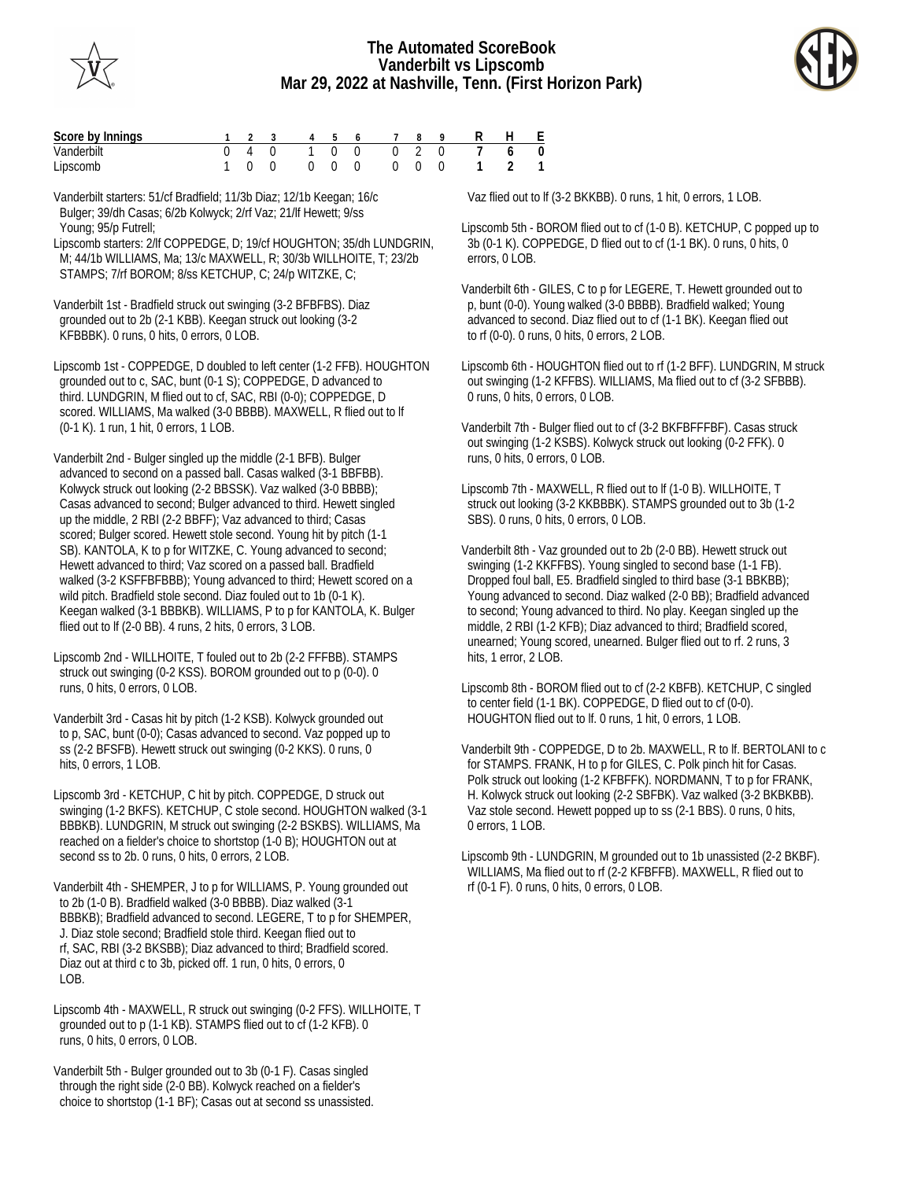# The Automated ScoreBook
## Vanderbilt vs Lipscomb
## Mar 29, 2022 at Nashville, Tenn. (First Horizon Park)

| Score by Innings | 1 | 2 | 3 | 4 | 5 | 6 | 7 | 8 | 9 | R | H | E |
|---|---|---|---|---|---|---|---|---|---|---|---|---|
| Vanderbilt | 0 | 4 | 0 | 1 | 0 | 0 | 0 | 2 | 0 | 7 | 6 | 0 |
| Lipscomb | 1 | 0 | 0 | 0 | 0 | 0 | 0 | 0 | 0 | 1 | 2 | 1 |

Vanderbilt starters: 51/cf Bradfield; 11/3b Diaz; 12/1b Keegan; 16/c Bulger; 39/dh Casas; 6/2b Kolwyck; 2/rf Vaz; 21/lf Hewett; 9/ss Young; 95/p Futrell;

Lipscomb starters: 2/lf COPPEDGE, D; 19/cf HOUGHTON; 35/dh LUNDGRIN, M; 44/1b WILLIAMS, Ma; 13/c MAXWELL, R; 30/3b WILLHOITE, T; 23/2b STAMPS; 7/rf BOROM; 8/ss KETCHUP, C; 24/p WITZKE, C;

Vanderbilt 1st - Bradfield struck out swinging (3-2 BFBFBS). Diaz grounded out to 2b (2-1 KBB). Keegan struck out looking (3-2 KFBBBK). 0 runs, 0 hits, 0 errors, 0 LOB.

Lipscomb 1st - COPPEDGE, D doubled to left center (1-2 FFB). HOUGHTON grounded out to c, SAC, bunt (0-1 S); COPPEDGE, D advanced to third. LUNDGRIN, M flied out to cf, SAC, RBI (0-0); COPPEDGE, D scored. WILLIAMS, Ma walked (3-0 BBBB). MAXWELL, R flied out to lf (0-1 K). 1 run, 1 hit, 0 errors, 1 LOB.

Vanderbilt 2nd - Bulger singled up the middle (2-1 BFB). Bulger advanced to second on a passed ball. Casas walked (3-1 BBFBB). Kolwyck struck out looking (2-2 BBSSK). Vaz walked (3-0 BBBB); Casas advanced to second; Bulger advanced to third. Hewett singled up the middle, 2 RBI (2-2 BBFF); Vaz advanced to third; Casas scored; Bulger scored. Hewett stole second. Young hit by pitch (1-1 SB). KANTOLA, K to p for WITZKE, C. Young advanced to second; Hewett advanced to third; Vaz scored on a passed ball. Bradfield walked (3-2 KSFFBFBBB); Young advanced to third; Hewett scored on a wild pitch. Bradfield stole second. Diaz fouled out to 1b (0-1 K). Keegan walked (3-1 BBBKB). WILLIAMS, P to p for KANTOLA, K. Bulger flied out to lf (2-0 BB). 4 runs, 2 hits, 0 errors, 3 LOB.

Lipscomb 2nd - WILLHOITE, T fouled out to 2b (2-2 FFFBB). STAMPS struck out swinging (0-2 KSS). BOROM grounded out to p (0-0). 0 runs, 0 hits, 0 errors, 0 LOB.

Vanderbilt 3rd - Casas hit by pitch (1-2 KSB). Kolwyck grounded out to p, SAC, bunt (0-0); Casas advanced to second. Vaz popped up to ss (2-2 BFSFB). Hewett struck out swinging (0-2 KKS). 0 runs, 0 hits, 0 errors, 1 LOB.

Lipscomb 3rd - KETCHUP, C hit by pitch. COPPEDGE, D struck out swinging (1-2 BKFS). KETCHUP, C stole second. HOUGHTON walked (3-1 BBBKB). LUNDGRIN, M struck out swinging (2-2 BSKBS). WILLIAMS, Ma reached on a fielder's choice to shortstop (1-0 B); HOUGHTON out at second ss to 2b. 0 runs, 0 hits, 0 errors, 2 LOB.

Vanderbilt 4th - SHEMPER, J to p for WILLIAMS, P. Young grounded out to 2b (1-0 B). Bradfield walked (3-0 BBBB). Diaz walked (3-1 BBBKB); Bradfield advanced to second. LEGERE, T to p for SHEMPER, J. Diaz stole second; Bradfield stole third. Keegan flied out to rf, SAC, RBI (3-2 BKSBB); Diaz advanced to third; Bradfield scored. Diaz out at third c to 3b, picked off. 1 run, 0 hits, 0 errors, 0 LOB.

Lipscomb 4th - MAXWELL, R struck out swinging (0-2 FFS). WILLHOITE, T grounded out to p (1-1 KB). STAMPS flied out to cf (1-2 KFB). 0 runs, 0 hits, 0 errors, 0 LOB.

Vanderbilt 5th - Bulger grounded out to 3b (0-1 F). Casas singled through the right side (2-0 BB). Kolwyck reached on a fielder's choice to shortstop (1-1 BF); Casas out at second ss unassisted. Vaz flied out to lf (3-2 BKKBB). 0 runs, 1 hit, 0 errors, 1 LOB.

Lipscomb 5th - BOROM flied out to cf (1-0 B). KETCHUP, C popped up to 3b (0-1 K). COPPEDGE, D flied out to cf (1-1 BK). 0 runs, 0 hits, 0 errors, 0 LOB.

Vanderbilt 6th - GILES, C to p for LEGERE, T. Hewett grounded out to p, bunt (0-0). Young walked (3-0 BBBB). Bradfield walked; Young advanced to second. Diaz flied out to cf (1-1 BK). Keegan flied out to rf (0-0). 0 runs, 0 hits, 0 errors, 2 LOB.

Lipscomb 6th - HOUGHTON flied out to rf (1-2 BFF). LUNDGRIN, M struck out swinging (1-2 KFFBS). WILLIAMS, Ma flied out to cf (3-2 SFBBB). 0 runs, 0 hits, 0 errors, 0 LOB.

Vanderbilt 7th - Bulger flied out to cf (3-2 BKFBFFFBF). Casas struck out swinging (1-2 KSBS). Kolwyck struck out looking (0-2 FFK). 0 runs, 0 hits, 0 errors, 0 LOB.

Lipscomb 7th - MAXWELL, R flied out to lf (1-0 B). WILLHOITE, T struck out looking (3-2 KKBBBK). STAMPS grounded out to 3b (1-2 SBS). 0 runs, 0 hits, 0 errors, 0 LOB.

Vanderbilt 8th - Vaz grounded out to 2b (2-0 BB). Hewett struck out swinging (1-2 KKFFBS). Young singled to second base (1-1 FB). Dropped foul ball, E5. Bradfield singled to third base (3-1 BBKBB); Young advanced to second. Diaz walked (2-0 BB); Bradfield advanced to second; Young advanced to third. No play. Keegan singled up the middle, 2 RBI (1-2 KFB); Diaz advanced to third; Bradfield scored, unearned; Young scored, unearned. Bulger flied out to rf. 2 runs, 3 hits, 1 error, 2 LOB.

Lipscomb 8th - BOROM flied out to cf (2-2 KBFB). KETCHUP, C singled to center field (1-1 BK). COPPEDGE, D flied out to cf (0-0). HOUGHTON flied out to lf. 0 runs, 1 hit, 0 errors, 1 LOB.

Vanderbilt 9th - COPPEDGE, D to 2b. MAXWELL, R to lf. BERTOLANI to c for STAMPS. FRANK, H to p for GILES, C. Polk pinch hit for Casas. Polk struck out looking (1-2 KFBFFK). NORDMANN, T to p for FRANK, H. Kolwyck struck out looking (2-2 SBFBK). Vaz walked (3-2 BKBKBB). Vaz stole second. Hewett popped up to ss (2-1 BBS). 0 runs, 0 hits, 0 errors, 1 LOB.

Lipscomb 9th - LUNDGRIN, M grounded out to 1b unassisted (2-2 BKBF). WILLIAMS, Ma flied out to rf (2-2 KFBFFB). MAXWELL, R flied out to rf (0-1 F). 0 runs, 0 hits, 0 errors, 0 LOB.